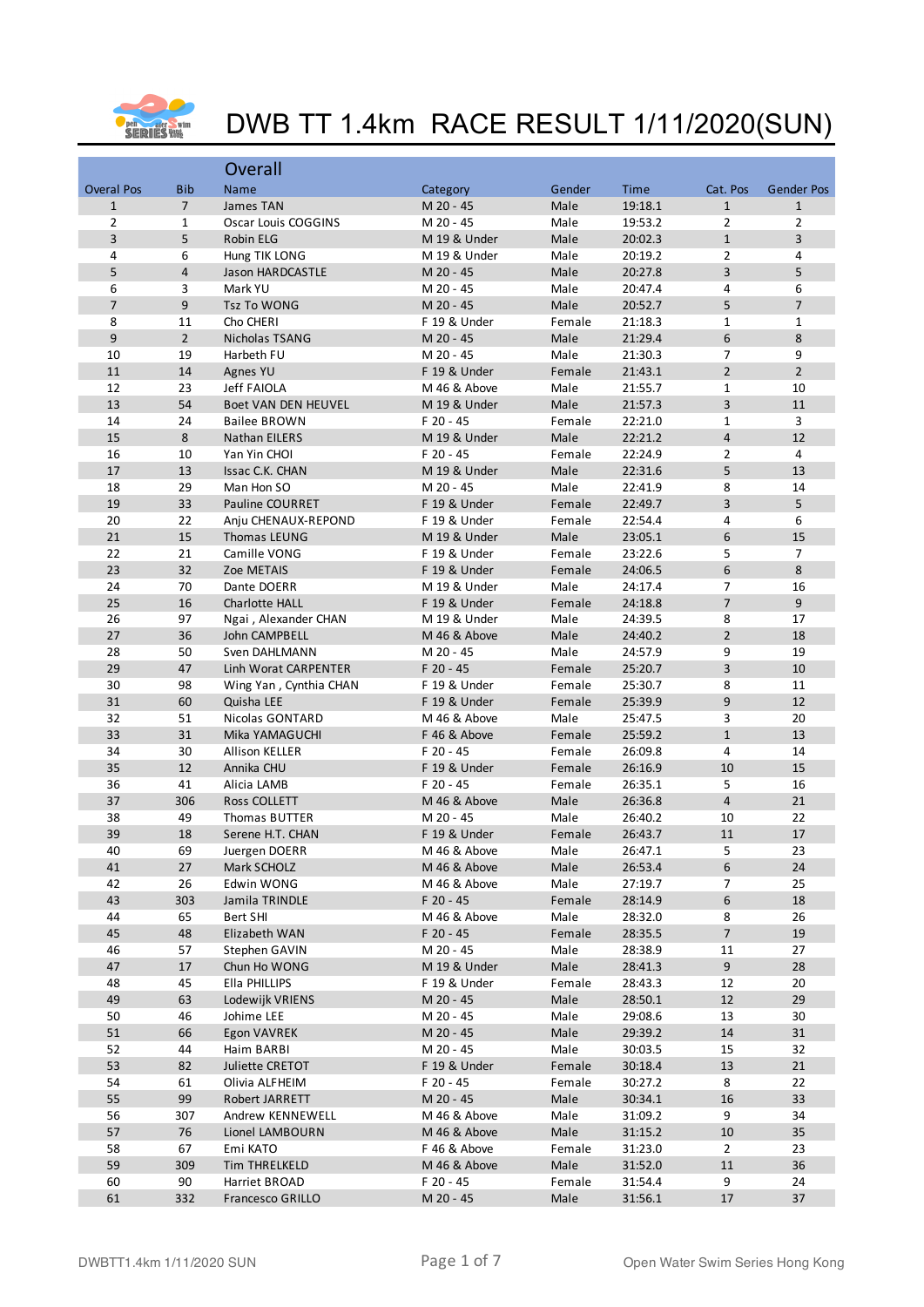# DWB TT 1.4km RACE RESULT 1/11/2020(SUN)

## Overall

| Overal Pos | Bib | Name | Category | Gender | Time | Cat. Pos | Gender Pos |
|---|---|---|---|---|---|---|---|
| 1 | 7 | James TAN | M 20 - 45 | Male | 19:18.1 | 1 | 1 |
| 2 | 1 | Oscar Louis COGGINS | M 20 - 45 | Male | 19:53.2 | 2 | 2 |
| 3 | 5 | Robin ELG | M 19 & Under | Male | 20:02.3 | 1 | 3 |
| 4 | 6 | Hung TIK LONG | M 19 & Under | Male | 20:19.2 | 2 | 4 |
| 5 | 4 | Jason HARDCASTLE | M 20 - 45 | Male | 20:27.8 | 3 | 5 |
| 6 | 3 | Mark YU | M 20 - 45 | Male | 20:47.4 | 4 | 6 |
| 7 | 9 | Tsz To WONG | M 20 - 45 | Male | 20:52.7 | 5 | 7 |
| 8 | 11 | Cho CHERI | F 19 & Under | Female | 21:18.3 | 1 | 1 |
| 9 | 2 | Nicholas TSANG | M 20 - 45 | Male | 21:29.4 | 6 | 8 |
| 10 | 19 | Harbeth FU | M 20 - 45 | Male | 21:30.3 | 7 | 9 |
| 11 | 14 | Agnes YU | F 19 & Under | Female | 21:43.1 | 2 | 2 |
| 12 | 23 | Jeff FAIOLA | M 46 & Above | Male | 21:55.7 | 1 | 10 |
| 13 | 54 | Boet VAN DEN HEUVEL | M 19 & Under | Male | 21:57.3 | 3 | 11 |
| 14 | 24 | Bailee BROWN | F 20 - 45 | Female | 22:21.0 | 1 | 3 |
| 15 | 8 | Nathan EILERS | M 19 & Under | Male | 22:21.2 | 4 | 12 |
| 16 | 10 | Yan Yin CHOI | F 20 - 45 | Female | 22:24.9 | 2 | 4 |
| 17 | 13 | Issac C.K. CHAN | M 19 & Under | Male | 22:31.6 | 5 | 13 |
| 18 | 29 | Man Hon SO | M 20 - 45 | Male | 22:41.9 | 8 | 14 |
| 19 | 33 | Pauline COURRET | F 19 & Under | Female | 22:49.7 | 3 | 5 |
| 20 | 22 | Anju CHENAUX-REPOND | F 19 & Under | Female | 22:54.4 | 4 | 6 |
| 21 | 15 | Thomas LEUNG | M 19 & Under | Male | 23:05.1 | 6 | 15 |
| 22 | 21 | Camille VONG | F 19 & Under | Female | 23:22.6 | 5 | 7 |
| 23 | 32 | Zoe METAIS | F 19 & Under | Female | 24:06.5 | 6 | 8 |
| 24 | 70 | Dante DOERR | M 19 & Under | Male | 24:17.4 | 7 | 16 |
| 25 | 16 | Charlotte HALL | F 19 & Under | Female | 24:18.8 | 7 | 9 |
| 26 | 97 | Ngai , Alexander CHAN | M 19 & Under | Male | 24:39.5 | 8 | 17 |
| 27 | 36 | John CAMPBELL | M 46 & Above | Male | 24:40.2 | 2 | 18 |
| 28 | 50 | Sven DAHLMANN | M 20 - 45 | Male | 24:57.9 | 9 | 19 |
| 29 | 47 | Linh Worat CARPENTER | F 20 - 45 | Female | 25:20.7 | 3 | 10 |
| 30 | 98 | Wing Yan , Cynthia CHAN | F 19 & Under | Female | 25:30.7 | 8 | 11 |
| 31 | 60 | Quisha LEE | F 19 & Under | Female | 25:39.9 | 9 | 12 |
| 32 | 51 | Nicolas GONTARD | M 46 & Above | Male | 25:47.5 | 3 | 20 |
| 33 | 31 | Mika YAMAGUCHI | F 46 & Above | Female | 25:59.2 | 1 | 13 |
| 34 | 30 | Allison KELLER | F 20 - 45 | Female | 26:09.8 | 4 | 14 |
| 35 | 12 | Annika CHU | F 19 & Under | Female | 26:16.9 | 10 | 15 |
| 36 | 41 | Alicia LAMB | F 20 - 45 | Female | 26:35.1 | 5 | 16 |
| 37 | 306 | Ross COLLETT | M 46 & Above | Male | 26:36.8 | 4 | 21 |
| 38 | 49 | Thomas BUTTER | M 20 - 45 | Male | 26:40.2 | 10 | 22 |
| 39 | 18 | Serene H.T. CHAN | F 19 & Under | Female | 26:43.7 | 11 | 17 |
| 40 | 69 | Juergen DOERR | M 46 & Above | Male | 26:47.1 | 5 | 23 |
| 41 | 27 | Mark SCHOLZ | M 46 & Above | Male | 26:53.4 | 6 | 24 |
| 42 | 26 | Edwin WONG | M 46 & Above | Male | 27:19.7 | 7 | 25 |
| 43 | 303 | Jamila TRINDLE | F 20 - 45 | Female | 28:14.9 | 6 | 18 |
| 44 | 65 | Bert SHI | M 46 & Above | Male | 28:32.0 | 8 | 26 |
| 45 | 48 | Elizabeth WAN | F 20 - 45 | Female | 28:35.5 | 7 | 19 |
| 46 | 57 | Stephen GAVIN | M 20 - 45 | Male | 28:38.9 | 11 | 27 |
| 47 | 17 | Chun Ho WONG | M 19 & Under | Male | 28:41.3 | 9 | 28 |
| 48 | 45 | Ella PHILLIPS | F 19 & Under | Female | 28:43.3 | 12 | 20 |
| 49 | 63 | Lodewijk VRIENS | M 20 - 45 | Male | 28:50.1 | 12 | 29 |
| 50 | 46 | Johime LEE | M 20 - 45 | Male | 29:08.6 | 13 | 30 |
| 51 | 66 | Egon VAVREK | M 20 - 45 | Male | 29:39.2 | 14 | 31 |
| 52 | 44 | Haim BARBI | M 20 - 45 | Male | 30:03.5 | 15 | 32 |
| 53 | 82 | Juliette CRETOT | F 19 & Under | Female | 30:18.4 | 13 | 21 |
| 54 | 61 | Olivia ALFHEIM | F 20 - 45 | Female | 30:27.2 | 8 | 22 |
| 55 | 99 | Robert JARRETT | M 20 - 45 | Male | 30:34.1 | 16 | 33 |
| 56 | 307 | Andrew KENNEWELL | M 46 & Above | Male | 31:09.2 | 9 | 34 |
| 57 | 76 | Lionel LAMBOURN | M 46 & Above | Male | 31:15.2 | 10 | 35 |
| 58 | 67 | Emi KATO | F 46 & Above | Female | 31:23.0 | 2 | 23 |
| 59 | 309 | Tim THRELKELD | M 46 & Above | Male | 31:52.0 | 11 | 36 |
| 60 | 90 | Harriet BROAD | F 20 - 45 | Female | 31:54.4 | 9 | 24 |
| 61 | 332 | Francesco GRILLO | M 20 - 45 | Male | 31:56.1 | 17 | 37 |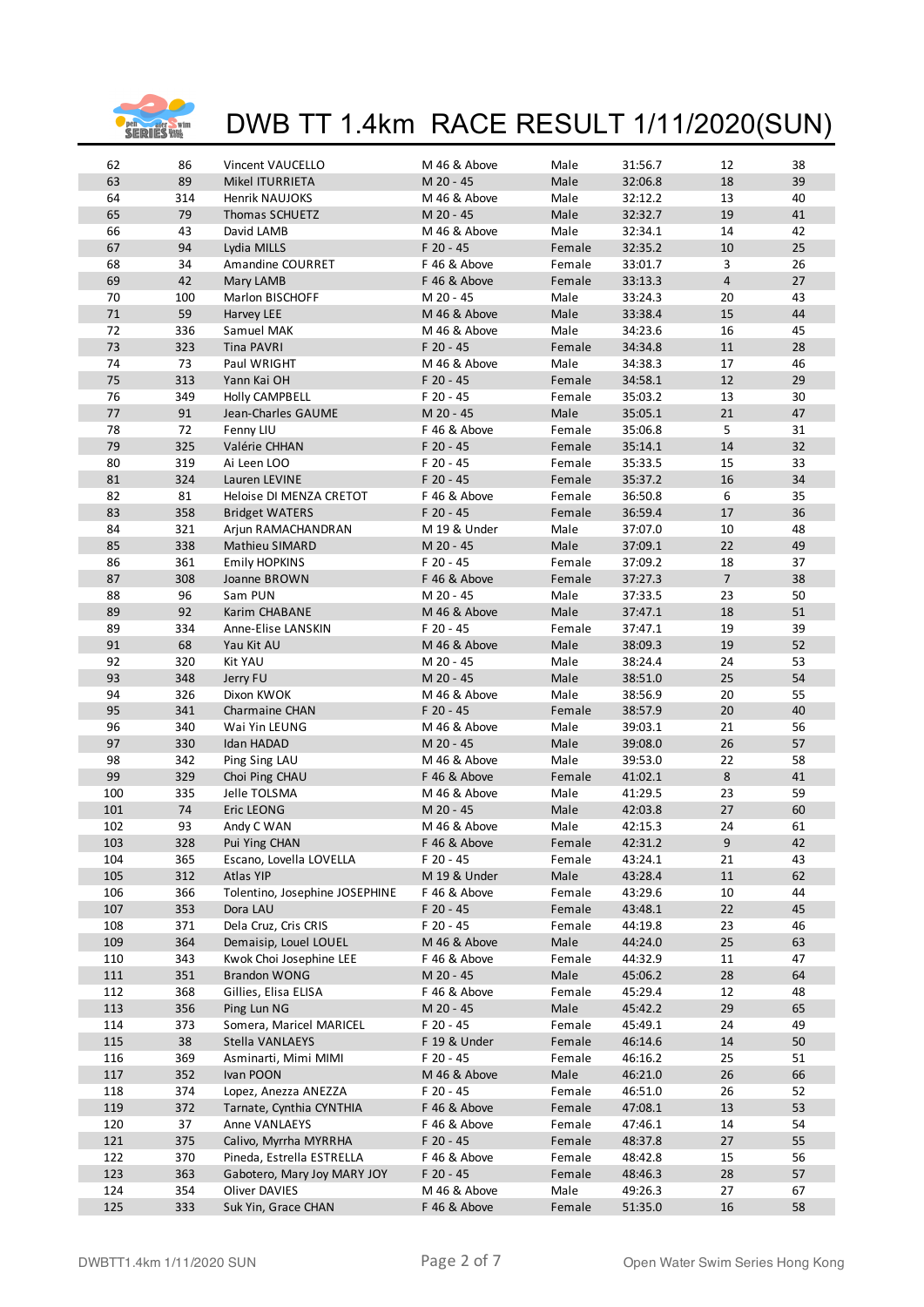# DWB TT 1.4km RACE RESULT 1/11/2020(SUN)

| | | | | | | | |
|---|---|---|---|---|---|---|---|
| 62 | 86 | Vincent VAUCELLO | M 46 & Above | Male | 31:56.7 | 12 | 38 |
| 63 | 89 | Mikel ITURRIETA | M 20 - 45 | Male | 32:06.8 | 18 | 39 |
| 64 | 314 | Henrik NAUJOKS | M 46 & Above | Male | 32:12.2 | 13 | 40 |
| 65 | 79 | Thomas SCHUETZ | M 20 - 45 | Male | 32:32.7 | 19 | 41 |
| 66 | 43 | David LAMB | M 46 & Above | Male | 32:34.1 | 14 | 42 |
| 67 | 94 | Lydia MILLS | F 20 - 45 | Female | 32:35.2 | 10 | 25 |
| 68 | 34 | Amandine COURRET | F 46 & Above | Female | 33:01.7 | 3 | 26 |
| 69 | 42 | Mary LAMB | F 46 & Above | Female | 33:13.3 | 4 | 27 |
| 70 | 100 | Marlon BISCHOFF | M 20 - 45 | Male | 33:24.3 | 20 | 43 |
| 71 | 59 | Harvey LEE | M 46 & Above | Male | 33:38.4 | 15 | 44 |
| 72 | 336 | Samuel MAK | M 46 & Above | Male | 34:23.6 | 16 | 45 |
| 73 | 323 | Tina PAVRI | F 20 - 45 | Female | 34:34.8 | 11 | 28 |
| 74 | 73 | Paul WRIGHT | M 46 & Above | Male | 34:38.3 | 17 | 46 |
| 75 | 313 | Yann Kai OH | F 20 - 45 | Female | 34:58.1 | 12 | 29 |
| 76 | 349 | Holly CAMPBELL | F 20 - 45 | Female | 35:03.2 | 13 | 30 |
| 77 | 91 | Jean-Charles GAUME | M 20 - 45 | Male | 35:05.1 | 21 | 47 |
| 78 | 72 | Fenny LIU | F 46 & Above | Female | 35:06.8 | 5 | 31 |
| 79 | 325 | Valérie CHHAN | F 20 - 45 | Female | 35:14.1 | 14 | 32 |
| 80 | 319 | Ai Leen LOO | F 20 - 45 | Female | 35:33.5 | 15 | 33 |
| 81 | 324 | Lauren LEVINE | F 20 - 45 | Female | 35:37.2 | 16 | 34 |
| 82 | 81 | Heloise DI MENZA CRETOT | F 46 & Above | Female | 36:50.8 | 6 | 35 |
| 83 | 358 | Bridget WATERS | F 20 - 45 | Female | 36:59.4 | 17 | 36 |
| 84 | 321 | Arjun RAMACHANDRAN | M 19 & Under | Male | 37:07.0 | 10 | 48 |
| 85 | 338 | Mathieu SIMARD | M 20 - 45 | Male | 37:09.1 | 22 | 49 |
| 86 | 361 | Emily HOPKINS | F 20 - 45 | Female | 37:09.2 | 18 | 37 |
| 87 | 308 | Joanne BROWN | F 46 & Above | Female | 37:27.3 | 7 | 38 |
| 88 | 96 | Sam PUN | M 20 - 45 | Male | 37:33.5 | 23 | 50 |
| 89 | 92 | Karim CHABANE | M 46 & Above | Male | 37:47.1 | 18 | 51 |
| 89 | 334 | Anne-Elise LANSKIN | F 20 - 45 | Female | 37:47.1 | 19 | 39 |
| 91 | 68 | Yau Kit AU | M 46 & Above | Male | 38:09.3 | 19 | 52 |
| 92 | 320 | Kit YAU | M 20 - 45 | Male | 38:24.4 | 24 | 53 |
| 93 | 348 | Jerry FU | M 20 - 45 | Male | 38:51.0 | 25 | 54 |
| 94 | 326 | Dixon KWOK | M 46 & Above | Male | 38:56.9 | 20 | 55 |
| 95 | 341 | Charmaine CHAN | F 20 - 45 | Female | 38:57.9 | 20 | 40 |
| 96 | 340 | Wai Yin LEUNG | M 46 & Above | Male | 39:03.1 | 21 | 56 |
| 97 | 330 | Idan HADAD | M 20 - 45 | Male | 39:08.0 | 26 | 57 |
| 98 | 342 | Ping Sing LAU | M 46 & Above | Male | 39:53.0 | 22 | 58 |
| 99 | 329 | Choi Ping CHAU | F 46 & Above | Female | 41:02.1 | 8 | 41 |
| 100 | 335 | Jelle TOLSMA | M 46 & Above | Male | 41:29.5 | 23 | 59 |
| 101 | 74 | Eric LEONG | M 20 - 45 | Male | 42:03.8 | 27 | 60 |
| 102 | 93 | Andy C WAN | M 46 & Above | Male | 42:15.3 | 24 | 61 |
| 103 | 328 | Pui Ying CHAN | F 46 & Above | Female | 42:31.2 | 9 | 42 |
| 104 | 365 | Escano, Lovella LOVELLA | F 20 - 45 | Female | 43:24.1 | 21 | 43 |
| 105 | 312 | Atlas YIP | M 19 & Under | Male | 43:28.4 | 11 | 62 |
| 106 | 366 | Tolentino, Josephine JOSEPHINE | F 46 & Above | Female | 43:29.6 | 10 | 44 |
| 107 | 353 | Dora LAU | F 20 - 45 | Female | 43:48.1 | 22 | 45 |
| 108 | 371 | Dela Cruz, Cris CRIS | F 20 - 45 | Female | 44:19.8 | 23 | 46 |
| 109 | 364 | Demaisip, Louel LOUEL | M 46 & Above | Male | 44:24.0 | 25 | 63 |
| 110 | 343 | Kwok Choi Josephine LEE | F 46 & Above | Female | 44:32.9 | 11 | 47 |
| 111 | 351 | Brandon WONG | M 20 - 45 | Male | 45:06.2 | 28 | 64 |
| 112 | 368 | Gillies, Elisa ELISA | F 46 & Above | Female | 45:29.4 | 12 | 48 |
| 113 | 356 | Ping Lun NG | M 20 - 45 | Male | 45:42.2 | 29 | 65 |
| 114 | 373 | Somera, Maricel MARICEL | F 20 - 45 | Female | 45:49.1 | 24 | 49 |
| 115 | 38 | Stella VANLAEYS | F 19 & Under | Female | 46:14.6 | 14 | 50 |
| 116 | 369 | Asminarti, Mimi MIMI | F 20 - 45 | Female | 46:16.2 | 25 | 51 |
| 117 | 352 | Ivan POON | M 46 & Above | Male | 46:21.0 | 26 | 66 |
| 118 | 374 | Lopez, Anezza ANEZZA | F 20 - 45 | Female | 46:51.0 | 26 | 52 |
| 119 | 372 | Tarnate, Cynthia CYNTHIA | F 46 & Above | Female | 47:08.1 | 13 | 53 |
| 120 | 37 | Anne VANLAEYS | F 46 & Above | Female | 47:46.1 | 14 | 54 |
| 121 | 375 | Calivo, Myrrha MYRRHA | F 20 - 45 | Female | 48:37.8 | 27 | 55 |
| 122 | 370 | Pineda, Estrella ESTRELLA | F 46 & Above | Female | 48:42.8 | 15 | 56 |
| 123 | 363 | Gabotero, Mary Joy MARY JOY | F 20 - 45 | Female | 48:46.3 | 28 | 57 |
| 124 | 354 | Oliver DAVIES | M 46 & Above | Male | 49:26.3 | 27 | 67 |
| 125 | 333 | Suk Yin, Grace CHAN | F 46 & Above | Female | 51:35.0 | 16 | 58 |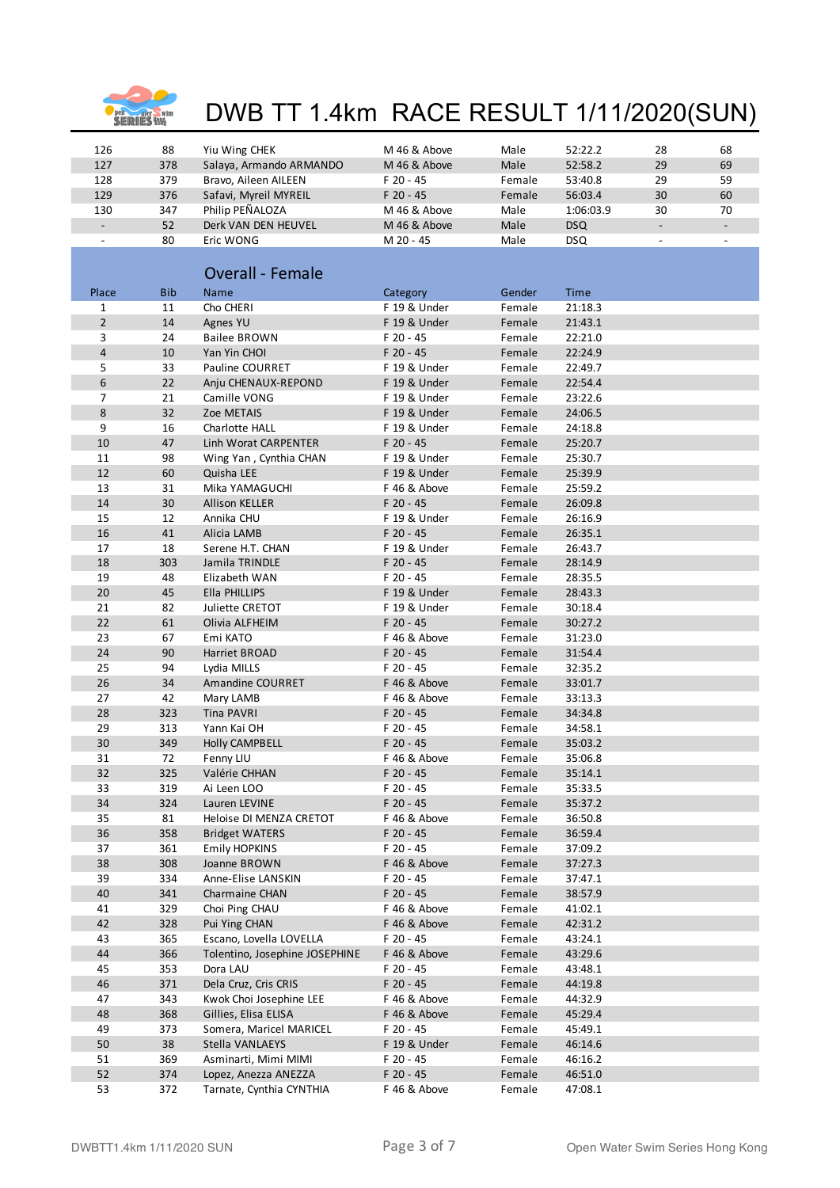# DWB TT 1.4km RACE RESULT 1/11/2020(SUN)

| | | | | | | | |
|---|---|---|---|---|---|---|---|
| 126 | 88 | Yiu Wing CHEK | M 46 & Above | Male | 52:22.2 | 28 | 68 |
| 127 | 378 | Salaya, Armando ARMANDO | M 46 & Above | Male | 52:58.2 | 29 | 69 |
| 128 | 379 | Bravo, Aileen AILEEN | F 20 - 45 | Female | 53:40.8 | 29 | 59 |
| 129 | 376 | Safavi, Myreil MYREIL | F 20 - 45 | Female | 56:03.4 | 30 | 60 |
| 130 | 347 | Philip PEÑALOZA | M 46 & Above | Male | 1:06:03.9 | 30 | 70 |
| - | 52 | Derk VAN DEN HEUVEL | M 46 & Above | Male | DSQ | - | - |
| - | 80 | Eric WONG | M 20 - 45 | Male | DSQ | - | - |

## Overall - Female

| Place | Bib | Name | Category | Gender | Time |
|---|---|---|---|---|---|
| 1 | 11 | Cho CHERI | F 19 & Under | Female | 21:18.3 |
| 2 | 14 | Agnes YU | F 19 & Under | Female | 21:43.1 |
| 3 | 24 | Bailee BROWN | F 20 - 45 | Female | 22:21.0 |
| 4 | 10 | Yan Yin CHOI | F 20 - 45 | Female | 22:24.9 |
| 5 | 33 | Pauline COURRET | F 19 & Under | Female | 22:49.7 |
| 6 | 22 | Anju CHENAUX-REPOND | F 19 & Under | Female | 22:54.4 |
| 7 | 21 | Camille VONG | F 19 & Under | Female | 23:22.6 |
| 8 | 32 | Zoe METAIS | F 19 & Under | Female | 24:06.5 |
| 9 | 16 | Charlotte HALL | F 19 & Under | Female | 24:18.8 |
| 10 | 47 | Linh Worat CARPENTER | F 20 - 45 | Female | 25:20.7 |
| 11 | 98 | Wing Yan , Cynthia CHAN | F 19 & Under | Female | 25:30.7 |
| 12 | 60 | Quisha LEE | F 19 & Under | Female | 25:39.9 |
| 13 | 31 | Mika YAMAGUCHI | F 46 & Above | Female | 25:59.2 |
| 14 | 30 | Allison KELLER | F 20 - 45 | Female | 26:09.8 |
| 15 | 12 | Annika CHU | F 19 & Under | Female | 26:16.9 |
| 16 | 41 | Alicia LAMB | F 20 - 45 | Female | 26:35.1 |
| 17 | 18 | Serene H.T. CHAN | F 19 & Under | Female | 26:43.7 |
| 18 | 303 | Jamila TRINDLE | F 20 - 45 | Female | 28:14.9 |
| 19 | 48 | Elizabeth WAN | F 20 - 45 | Female | 28:35.5 |
| 20 | 45 | Ella PHILLIPS | F 19 & Under | Female | 28:43.3 |
| 21 | 82 | Juliette CRETOT | F 19 & Under | Female | 30:18.4 |
| 22 | 61 | Olivia ALFHEIM | F 20 - 45 | Female | 30:27.2 |
| 23 | 67 | Emi KATO | F 46 & Above | Female | 31:23.0 |
| 24 | 90 | Harriet BROAD | F 20 - 45 | Female | 31:54.4 |
| 25 | 94 | Lydia MILLS | F 20 - 45 | Female | 32:35.2 |
| 26 | 34 | Amandine COURRET | F 46 & Above | Female | 33:01.7 |
| 27 | 42 | Mary LAMB | F 46 & Above | Female | 33:13.3 |
| 28 | 323 | Tina PAVRI | F 20 - 45 | Female | 34:34.8 |
| 29 | 313 | Yann Kai OH | F 20 - 45 | Female | 34:58.1 |
| 30 | 349 | Holly CAMPBELL | F 20 - 45 | Female | 35:03.2 |
| 31 | 72 | Fenny LIU | F 46 & Above | Female | 35:06.8 |
| 32 | 325 | Valérie CHHAN | F 20 - 45 | Female | 35:14.1 |
| 33 | 319 | Ai Leen LOO | F 20 - 45 | Female | 35:33.5 |
| 34 | 324 | Lauren LEVINE | F 20 - 45 | Female | 35:37.2 |
| 35 | 81 | Heloise DI MENZA CRETOT | F 46 & Above | Female | 36:50.8 |
| 36 | 358 | Bridget WATERS | F 20 - 45 | Female | 36:59.4 |
| 37 | 361 | Emily HOPKINS | F 20 - 45 | Female | 37:09.2 |
| 38 | 308 | Joanne BROWN | F 46 & Above | Female | 37:27.3 |
| 39 | 334 | Anne-Elise LANSKIN | F 20 - 45 | Female | 37:47.1 |
| 40 | 341 | Charmaine CHAN | F 20 - 45 | Female | 38:57.9 |
| 41 | 329 | Choi Ping CHAU | F 46 & Above | Female | 41:02.1 |
| 42 | 328 | Pui Ying CHAN | F 46 & Above | Female | 42:31.2 |
| 43 | 365 | Escano, Lovella LOVELLA | F 20 - 45 | Female | 43:24.1 |
| 44 | 366 | Tolentino, Josephine JOSEPHINE | F 46 & Above | Female | 43:29.6 |
| 45 | 353 | Dora LAU | F 20 - 45 | Female | 43:48.1 |
| 46 | 371 | Dela Cruz, Cris CRIS | F 20 - 45 | Female | 44:19.8 |
| 47 | 343 | Kwok Choi Josephine LEE | F 46 & Above | Female | 44:32.9 |
| 48 | 368 | Gillies, Elisa ELISA | F 46 & Above | Female | 45:29.4 |
| 49 | 373 | Somera, Maricel MARICEL | F 20 - 45 | Female | 45:49.1 |
| 50 | 38 | Stella VANLAEYS | F 19 & Under | Female | 46:14.6 |
| 51 | 369 | Asminarti, Mimi MIMI | F 20 - 45 | Female | 46:16.2 |
| 52 | 374 | Lopez, Anezza ANEZZA | F 20 - 45 | Female | 46:51.0 |
| 53 | 372 | Tarnate, Cynthia CYNTHIA | F 46 & Above | Female | 47:08.1 |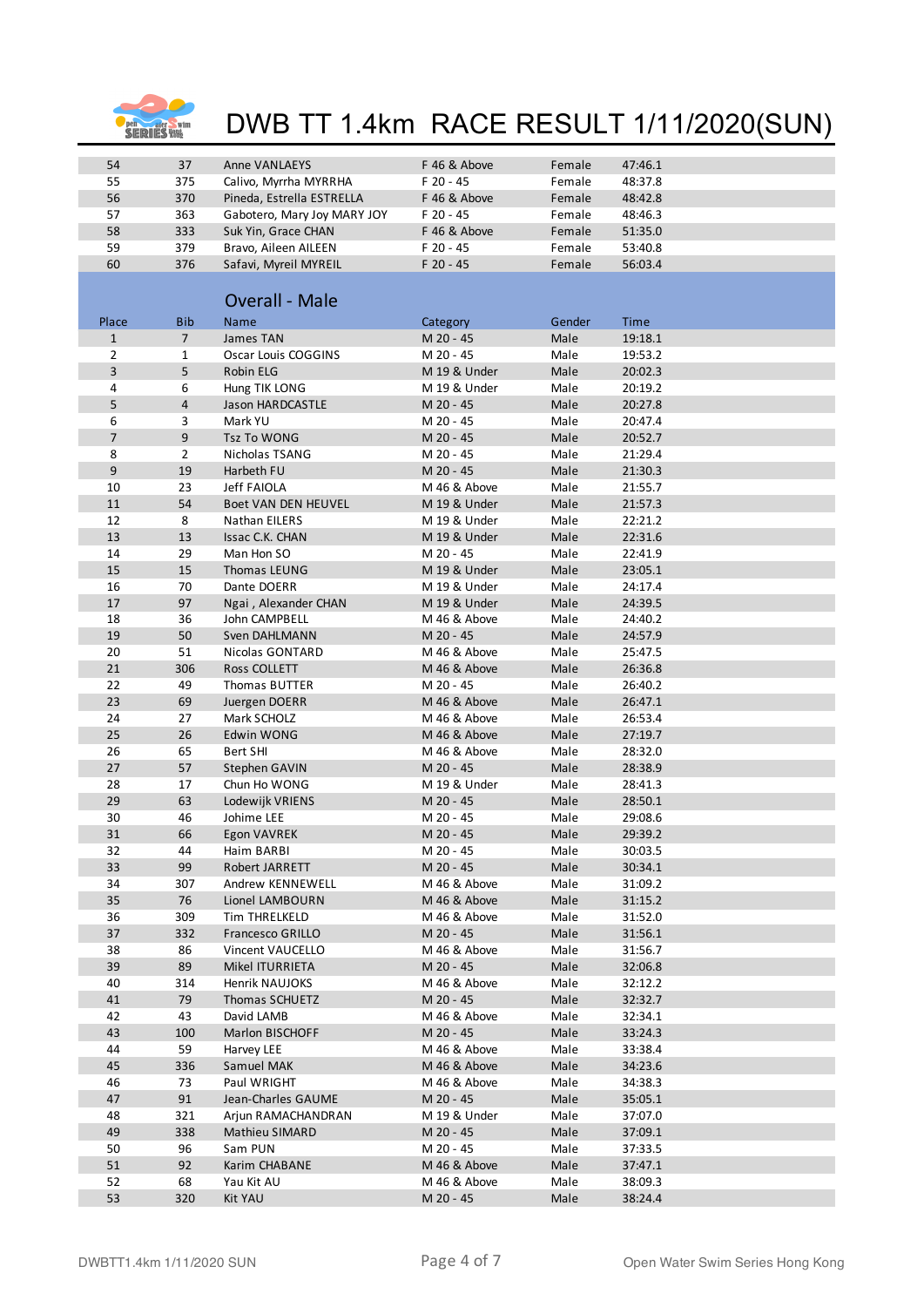# DWB TT 1.4km RACE RESULT 1/11/2020(SUN)

| | | | | | |
|---|---|---|---|---|---|
| 54 | 37 | Anne VANLAEYS | F 46 & Above | Female | 47:46.1 |
| 55 | 375 | Calivo, Myrrha MYRRHA | F 20 - 45 | Female | 48:37.8 |
| 56 | 370 | Pineda, Estrella ESTRELLA | F 46 & Above | Female | 48:42.8 |
| 57 | 363 | Gabotero, Mary Joy MARY JOY | F 20 - 45 | Female | 48:46.3 |
| 58 | 333 | Suk Yin, Grace CHAN | F 46 & Above | Female | 51:35.0 |
| 59 | 379 | Bravo, Aileen AILEEN | F 20 - 45 | Female | 53:40.8 |
| 60 | 376 | Safavi, Myreil MYREIL | F 20 - 45 | Female | 56:03.4 |

## Overall - Male

| Place | Bib | Name | Category | Gender | Time |
|---|---|---|---|---|---|
| 1 | 7 | James TAN | M 20 - 45 | Male | 19:18.1 |
| 2 | 1 | Oscar Louis COGGINS | M 20 - 45 | Male | 19:53.2 |
| 3 | 5 | Robin ELG | M 19 & Under | Male | 20:02.3 |
| 4 | 6 | Hung TIK LONG | M 19 & Under | Male | 20:19.2 |
| 5 | 4 | Jason HARDCASTLE | M 20 - 45 | Male | 20:27.8 |
| 6 | 3 | Mark YU | M 20 - 45 | Male | 20:47.4 |
| 7 | 9 | Tsz To WONG | M 20 - 45 | Male | 20:52.7 |
| 8 | 2 | Nicholas TSANG | M 20 - 45 | Male | 21:29.4 |
| 9 | 19 | Harbeth FU | M 20 - 45 | Male | 21:30.3 |
| 10 | 23 | Jeff FAIOLA | M 46 & Above | Male | 21:55.7 |
| 11 | 54 | Boet VAN DEN HEUVEL | M 19 & Under | Male | 21:57.3 |
| 12 | 8 | Nathan EILERS | M 19 & Under | Male | 22:21.2 |
| 13 | 13 | Issac C.K. CHAN | M 19 & Under | Male | 22:31.6 |
| 14 | 29 | Man Hon SO | M 20 - 45 | Male | 22:41.9 |
| 15 | 15 | Thomas LEUNG | M 19 & Under | Male | 23:05.1 |
| 16 | 70 | Dante DOERR | M 19 & Under | Male | 24:17.4 |
| 17 | 97 | Ngai , Alexander CHAN | M 19 & Under | Male | 24:39.5 |
| 18 | 36 | John CAMPBELL | M 46 & Above | Male | 24:40.2 |
| 19 | 50 | Sven DAHLMANN | M 20 - 45 | Male | 24:57.9 |
| 20 | 51 | Nicolas GONTARD | M 46 & Above | Male | 25:47.5 |
| 21 | 306 | Ross COLLETT | M 46 & Above | Male | 26:36.8 |
| 22 | 49 | Thomas BUTTER | M 20 - 45 | Male | 26:40.2 |
| 23 | 69 | Juergen DOERR | M 46 & Above | Male | 26:47.1 |
| 24 | 27 | Mark SCHOLZ | M 46 & Above | Male | 26:53.4 |
| 25 | 26 | Edwin WONG | M 46 & Above | Male | 27:19.7 |
| 26 | 65 | Bert SHI | M 46 & Above | Male | 28:32.0 |
| 27 | 57 | Stephen GAVIN | M 20 - 45 | Male | 28:38.9 |
| 28 | 17 | Chun Ho WONG | M 19 & Under | Male | 28:41.3 |
| 29 | 63 | Lodewijk VRIENS | M 20 - 45 | Male | 28:50.1 |
| 30 | 46 | Johime LEE | M 20 - 45 | Male | 29:08.6 |
| 31 | 66 | Egon VAVREK | M 20 - 45 | Male | 29:39.2 |
| 32 | 44 | Haim BARBI | M 20 - 45 | Male | 30:03.5 |
| 33 | 99 | Robert JARRETT | M 20 - 45 | Male | 30:34.1 |
| 34 | 307 | Andrew KENNEWELL | M 46 & Above | Male | 31:09.2 |
| 35 | 76 | Lionel LAMBOURN | M 46 & Above | Male | 31:15.2 |
| 36 | 309 | Tim THRELKELD | M 46 & Above | Male | 31:52.0 |
| 37 | 332 | Francesco GRILLO | M 20 - 45 | Male | 31:56.1 |
| 38 | 86 | Vincent VAUCELLO | M 46 & Above | Male | 31:56.7 |
| 39 | 89 | Mikel ITURRIETA | M 20 - 45 | Male | 32:06.8 |
| 40 | 314 | Henrik NAUJOKS | M 46 & Above | Male | 32:12.2 |
| 41 | 79 | Thomas SCHUETZ | M 20 - 45 | Male | 32:32.7 |
| 42 | 43 | David LAMB | M 46 & Above | Male | 32:34.1 |
| 43 | 100 | Marlon BISCHOFF | M 20 - 45 | Male | 33:24.3 |
| 44 | 59 | Harvey LEE | M 46 & Above | Male | 33:38.4 |
| 45 | 336 | Samuel MAK | M 46 & Above | Male | 34:23.6 |
| 46 | 73 | Paul WRIGHT | M 46 & Above | Male | 34:38.3 |
| 47 | 91 | Jean-Charles GAUME | M 20 - 45 | Male | 35:05.1 |
| 48 | 321 | Arjun RAMACHANDRAN | M 19 & Under | Male | 37:07.0 |
| 49 | 338 | Mathieu SIMARD | M 20 - 45 | Male | 37:09.1 |
| 50 | 96 | Sam PUN | M 20 - 45 | Male | 37:33.5 |
| 51 | 92 | Karim CHABANE | M 46 & Above | Male | 37:47.1 |
| 52 | 68 | Yau Kit AU | M 46 & Above | Male | 38:09.3 |
| 53 | 320 | Kit YAU | M 20 - 45 | Male | 38:24.4 |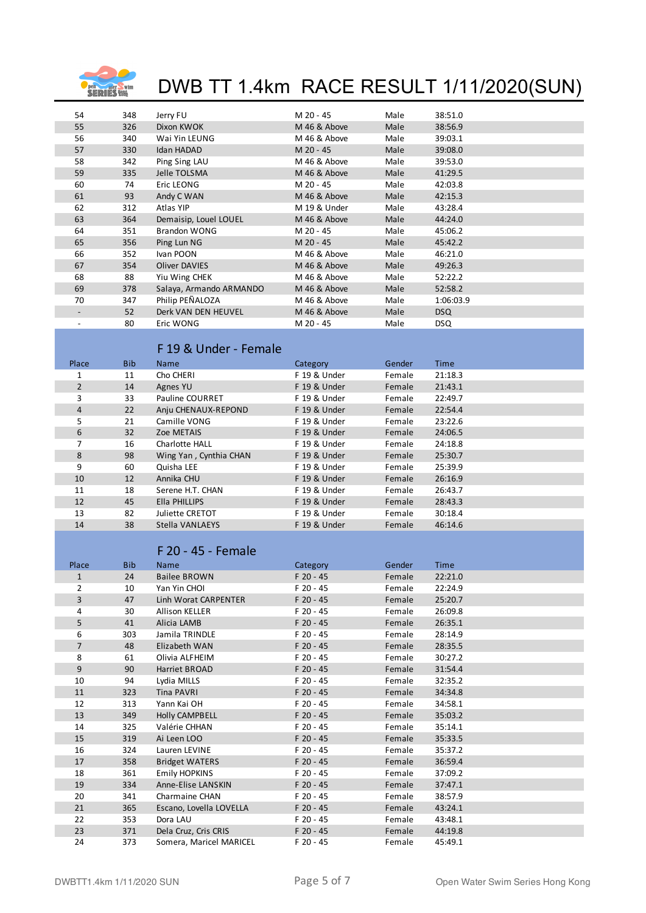# DWB TT 1.4km RACE RESULT 1/11/2020(SUN)

| Place | Bib | Name | Category | Gender | Time |
|---|---|---|---|---|---|
| 54 | 348 | Jerry FU | M 20 - 45 | Male | 38:51.0 |
| 55 | 326 | Dixon KWOK | M 46 & Above | Male | 38:56.9 |
| 56 | 340 | Wai Yin LEUNG | M 46 & Above | Male | 39:03.1 |
| 57 | 330 | Idan HADAD | M 20 - 45 | Male | 39:08.0 |
| 58 | 342 | Ping Sing LAU | M 46 & Above | Male | 39:53.0 |
| 59 | 335 | Jelle TOLSMA | M 46 & Above | Male | 41:29.5 |
| 60 | 74 | Eric LEONG | M 20 - 45 | Male | 42:03.8 |
| 61 | 93 | Andy C WAN | M 46 & Above | Male | 42:15.3 |
| 62 | 312 | Atlas YIP | M 19 & Under | Male | 43:28.4 |
| 63 | 364 | Demaisip, Louel LOUEL | M 46 & Above | Male | 44:24.0 |
| 64 | 351 | Brandon WONG | M 20 - 45 | Male | 45:06.2 |
| 65 | 356 | Ping Lun NG | M 20 - 45 | Male | 45:42.2 |
| 66 | 352 | Ivan POON | M 46 & Above | Male | 46:21.0 |
| 67 | 354 | Oliver DAVIES | M 46 & Above | Male | 49:26.3 |
| 68 | 88 | Yiu Wing CHEK | M 46 & Above | Male | 52:22.2 |
| 69 | 378 | Salaya, Armando ARMANDO | M 46 & Above | Male | 52:58.2 |
| 70 | 347 | Philip PEÑALOZA | M 46 & Above | Male | 1:06:03.9 |
| - | 52 | Derk VAN DEN HEUVEL | M 46 & Above | Male | DSQ |
| - | 80 | Eric WONG | M 20 - 45 | Male | DSQ |

## F 19 & Under - Female

| Place | Bib | Name | Category | Gender | Time |
|---|---|---|---|---|---|
| 1 | 11 | Cho CHERI | F 19 & Under | Female | 21:18.3 |
| 2 | 14 | Agnes YU | F 19 & Under | Female | 21:43.1 |
| 3 | 33 | Pauline COURRET | F 19 & Under | Female | 22:49.7 |
| 4 | 22 | Anju CHENAUX-REPOND | F 19 & Under | Female | 22:54.4 |
| 5 | 21 | Camille VONG | F 19 & Under | Female | 23:22.6 |
| 6 | 32 | Zoe METAIS | F 19 & Under | Female | 24:06.5 |
| 7 | 16 | Charlotte HALL | F 19 & Under | Female | 24:18.8 |
| 8 | 98 | Wing Yan , Cynthia CHAN | F 19 & Under | Female | 25:30.7 |
| 9 | 60 | Quisha LEE | F 19 & Under | Female | 25:39.9 |
| 10 | 12 | Annika CHU | F 19 & Under | Female | 26:16.9 |
| 11 | 18 | Serene H.T. CHAN | F 19 & Under | Female | 26:43.7 |
| 12 | 45 | Ella PHILLIPS | F 19 & Under | Female | 28:43.3 |
| 13 | 82 | Juliette CRETOT | F 19 & Under | Female | 30:18.4 |
| 14 | 38 | Stella VANLAEYS | F 19 & Under | Female | 46:14.6 |

## F 20 - 45 - Female

| Place | Bib | Name | Category | Gender | Time |
|---|---|---|---|---|---|
| 1 | 24 | Bailee BROWN | F 20 - 45 | Female | 22:21.0 |
| 2 | 10 | Yan Yin CHOI | F 20 - 45 | Female | 22:24.9 |
| 3 | 47 | Linh Worat CARPENTER | F 20 - 45 | Female | 25:20.7 |
| 4 | 30 | Allison KELLER | F 20 - 45 | Female | 26:09.8 |
| 5 | 41 | Alicia LAMB | F 20 - 45 | Female | 26:35.1 |
| 6 | 303 | Jamila TRINDLE | F 20 - 45 | Female | 28:14.9 |
| 7 | 48 | Elizabeth WAN | F 20 - 45 | Female | 28:35.5 |
| 8 | 61 | Olivia ALFHEIM | F 20 - 45 | Female | 30:27.2 |
| 9 | 90 | Harriet BROAD | F 20 - 45 | Female | 31:54.4 |
| 10 | 94 | Lydia MILLS | F 20 - 45 | Female | 32:35.2 |
| 11 | 323 | Tina PAVRI | F 20 - 45 | Female | 34:34.8 |
| 12 | 313 | Yann Kai OH | F 20 - 45 | Female | 34:58.1 |
| 13 | 349 | Holly CAMPBELL | F 20 - 45 | Female | 35:03.2 |
| 14 | 325 | Valérie CHHAN | F 20 - 45 | Female | 35:14.1 |
| 15 | 319 | Ai Leen LOO | F 20 - 45 | Female | 35:33.5 |
| 16 | 324 | Lauren LEVINE | F 20 - 45 | Female | 35:37.2 |
| 17 | 358 | Bridget WATERS | F 20 - 45 | Female | 36:59.4 |
| 18 | 361 | Emily HOPKINS | F 20 - 45 | Female | 37:09.2 |
| 19 | 334 | Anne-Elise LANSKIN | F 20 - 45 | Female | 37:47.1 |
| 20 | 341 | Charmaine CHAN | F 20 - 45 | Female | 38:57.9 |
| 21 | 365 | Escano, Lovella LOVELLA | F 20 - 45 | Female | 43:24.1 |
| 22 | 353 | Dora LAU | F 20 - 45 | Female | 43:48.1 |
| 23 | 371 | Dela Cruz, Cris CRIS | F 20 - 45 | Female | 44:19.8 |
| 24 | 373 | Somera, Maricel MARICEL | F 20 - 45 | Female | 45:49.1 |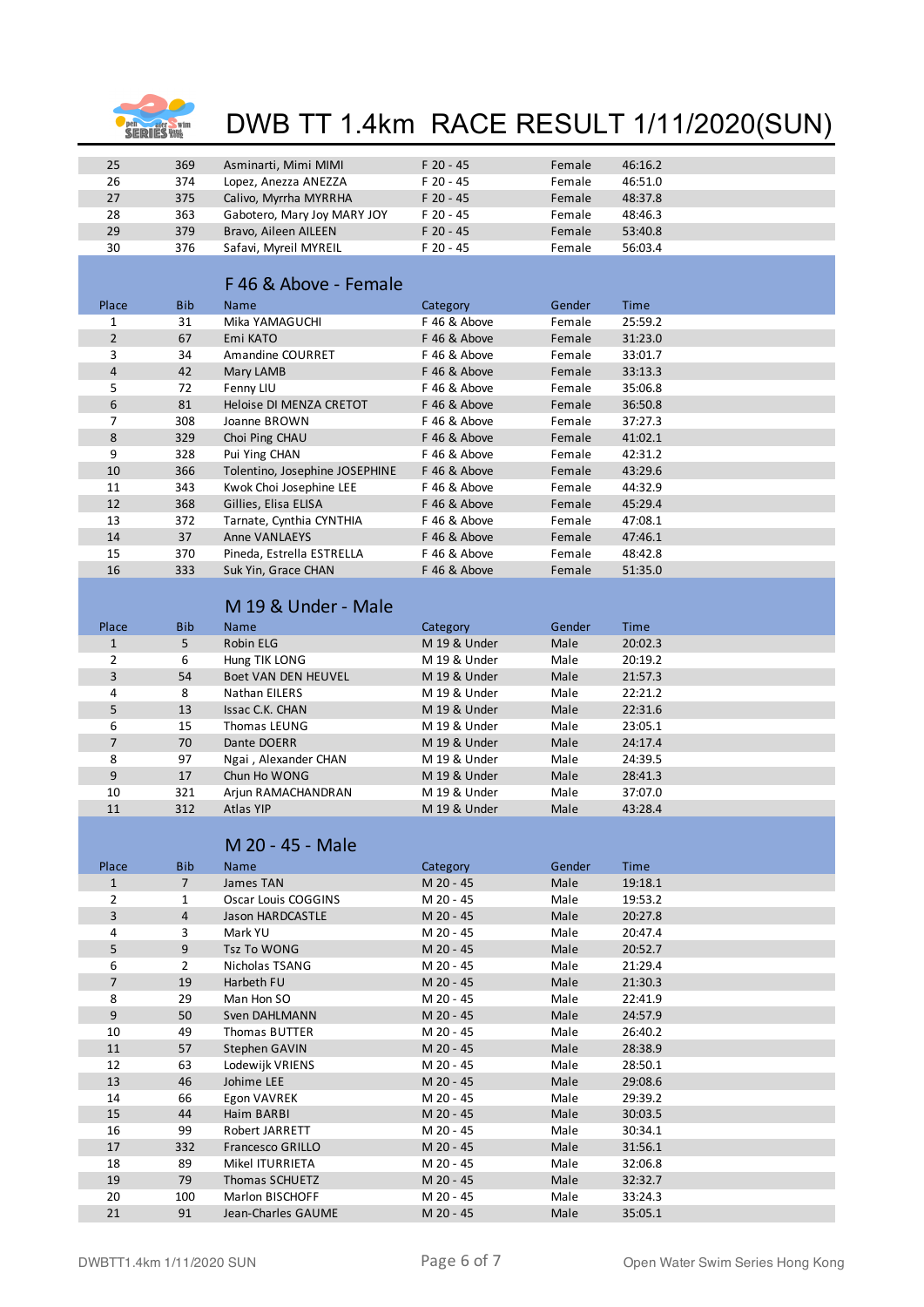# DWB TT 1.4km RACE RESULT 1/11/2020(SUN)

| Place | Bib | Name | Category | Gender | Time |
|---|---|---|---|---|---|
| 25 | 369 | Asminarti, Mimi MIMI | F 20 - 45 | Female | 46:16.2 |
| 26 | 374 | Lopez, Anezza ANEZZA | F 20 - 45 | Female | 46:51.0 |
| 27 | 375 | Calivo, Myrrha MYRRHA | F 20 - 45 | Female | 48:37.8 |
| 28 | 363 | Gabotero, Mary Joy MARY JOY | F 20 - 45 | Female | 48:46.3 |
| 29 | 379 | Bravo, Aileen AILEEN | F 20 - 45 | Female | 53:40.8 |
| 30 | 376 | Safavi, Myreil MYREIL | F 20 - 45 | Female | 56:03.4 |

## F 46 & Above - Female

| Place | Bib | Name | Category | Gender | Time |
|---|---|---|---|---|---|
| 1 | 31 | Mika YAMAGUCHI | F 46 & Above | Female | 25:59.2 |
| 2 | 67 | Emi KATO | F 46 & Above | Female | 31:23.0 |
| 3 | 34 | Amandine COURRET | F 46 & Above | Female | 33:01.7 |
| 4 | 42 | Mary LAMB | F 46 & Above | Female | 33:13.3 |
| 5 | 72 | Fenny LIU | F 46 & Above | Female | 35:06.8 |
| 6 | 81 | Heloise DI MENZA CRETOT | F 46 & Above | Female | 36:50.8 |
| 7 | 308 | Joanne BROWN | F 46 & Above | Female | 37:27.3 |
| 8 | 329 | Choi Ping CHAU | F 46 & Above | Female | 41:02.1 |
| 9 | 328 | Pui Ying CHAN | F 46 & Above | Female | 42:31.2 |
| 10 | 366 | Tolentino, Josephine JOSEPHINE | F 46 & Above | Female | 43:29.6 |
| 11 | 343 | Kwok Choi Josephine LEE | F 46 & Above | Female | 44:32.9 |
| 12 | 368 | Gillies, Elisa ELISA | F 46 & Above | Female | 45:29.4 |
| 13 | 372 | Tarnate, Cynthia CYNTHIA | F 46 & Above | Female | 47:08.1 |
| 14 | 37 | Anne VANLAEYS | F 46 & Above | Female | 47:46.1 |
| 15 | 370 | Pineda, Estrella ESTRELLA | F 46 & Above | Female | 48:42.8 |
| 16 | 333 | Suk Yin, Grace CHAN | F 46 & Above | Female | 51:35.0 |

## M 19 & Under - Male

| Place | Bib | Name | Category | Gender | Time |
|---|---|---|---|---|---|
| 1 | 5 | Robin ELG | M 19 & Under | Male | 20:02.3 |
| 2 | 6 | Hung TIK LONG | M 19 & Under | Male | 20:19.2 |
| 3 | 54 | Boet VAN DEN HEUVEL | M 19 & Under | Male | 21:57.3 |
| 4 | 8 | Nathan EILERS | M 19 & Under | Male | 22:21.2 |
| 5 | 13 | Issac C.K. CHAN | M 19 & Under | Male | 22:31.6 |
| 6 | 15 | Thomas LEUNG | M 19 & Under | Male | 23:05.1 |
| 7 | 70 | Dante DOERR | M 19 & Under | Male | 24:17.4 |
| 8 | 97 | Ngai , Alexander CHAN | M 19 & Under | Male | 24:39.5 |
| 9 | 17 | Chun Ho WONG | M 19 & Under | Male | 28:41.3 |
| 10 | 321 | Arjun RAMACHANDRAN | M 19 & Under | Male | 37:07.0 |
| 11 | 312 | Atlas YIP | M 19 & Under | Male | 43:28.4 |

## M 20 - 45 - Male

| Place | Bib | Name | Category | Gender | Time |
|---|---|---|---|---|---|
| 1 | 7 | James TAN | M 20 - 45 | Male | 19:18.1 |
| 2 | 1 | Oscar Louis COGGINS | M 20 - 45 | Male | 19:53.2 |
| 3 | 4 | Jason HARDCASTLE | M 20 - 45 | Male | 20:27.8 |
| 4 | 3 | Mark YU | M 20 - 45 | Male | 20:47.4 |
| 5 | 9 | Tsz To WONG | M 20 - 45 | Male | 20:52.7 |
| 6 | 2 | Nicholas TSANG | M 20 - 45 | Male | 21:29.4 |
| 7 | 19 | Harbeth FU | M 20 - 45 | Male | 21:30.3 |
| 8 | 29 | Man Hon SO | M 20 - 45 | Male | 22:41.9 |
| 9 | 50 | Sven DAHLMANN | M 20 - 45 | Male | 24:57.9 |
| 10 | 49 | Thomas BUTTER | M 20 - 45 | Male | 26:40.2 |
| 11 | 57 | Stephen GAVIN | M 20 - 45 | Male | 28:38.9 |
| 12 | 63 | Lodewijk VRIENS | M 20 - 45 | Male | 28:50.1 |
| 13 | 46 | Johime LEE | M 20 - 45 | Male | 29:08.6 |
| 14 | 66 | Egon VAVREK | M 20 - 45 | Male | 29:39.2 |
| 15 | 44 | Haim BARBI | M 20 - 45 | Male | 30:03.5 |
| 16 | 99 | Robert JARRETT | M 20 - 45 | Male | 30:34.1 |
| 17 | 332 | Francesco GRILLO | M 20 - 45 | Male | 31:56.1 |
| 18 | 89 | Mikel ITURRIETA | M 20 - 45 | Male | 32:06.8 |
| 19 | 79 | Thomas SCHUETZ | M 20 - 45 | Male | 32:32.7 |
| 20 | 100 | Marlon BISCHOFF | M 20 - 45 | Male | 33:24.3 |
| 21 | 91 | Jean-Charles GAUME | M 20 - 45 | Male | 35:05.1 |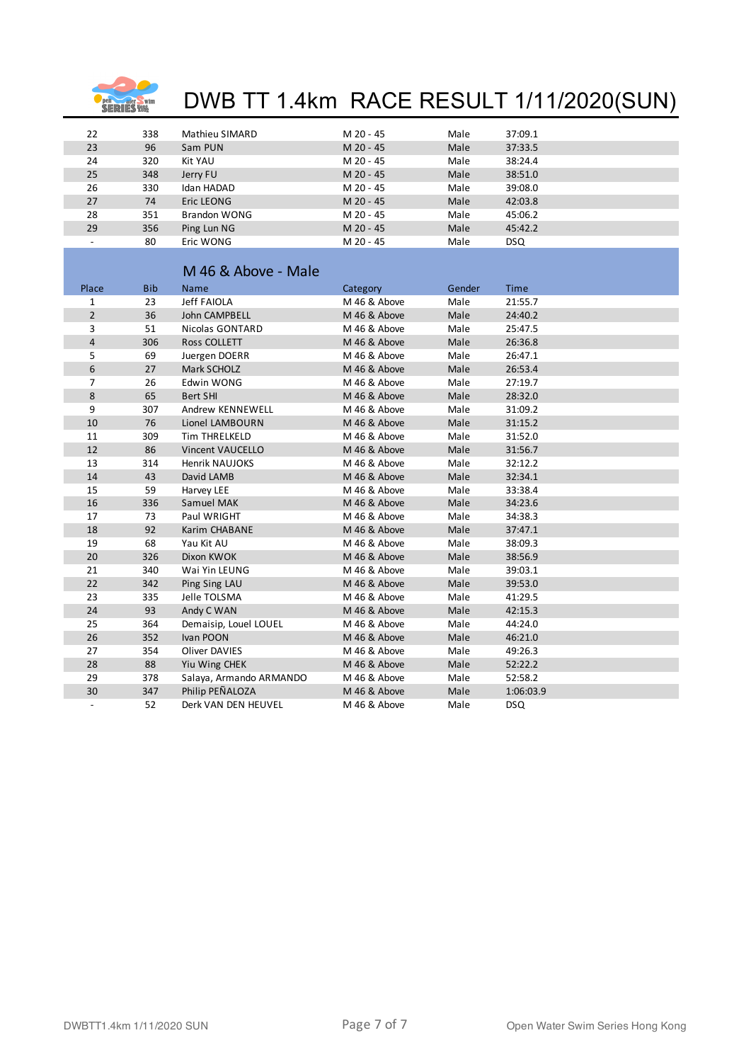# DWB TT 1.4km RACE RESULT 1/11/2020(SUN)

| | | | | | |
|---|---|---|---|---|---|
| 22 | 338 | Mathieu SIMARD | M 20 - 45 | Male | 37:09.1 |
| 23 | 96 | Sam PUN | M 20 - 45 | Male | 37:33.5 |
| 24 | 320 | Kit YAU | M 20 - 45 | Male | 38:24.4 |
| 25 | 348 | Jerry FU | M 20 - 45 | Male | 38:51.0 |
| 26 | 330 | Idan HADAD | M 20 - 45 | Male | 39:08.0 |
| 27 | 74 | Eric LEONG | M 20 - 45 | Male | 42:03.8 |
| 28 | 351 | Brandon WONG | M 20 - 45 | Male | 45:06.2 |
| 29 | 356 | Ping Lun NG | M 20 - 45 | Male | 45:42.2 |
| - | 80 | Eric WONG | M 20 - 45 | Male | DSQ |

## M 46 & Above - Male

| Place | Bib | Name | Category | Gender | Time |
|---|---|---|---|---|---|
| 1 | 23 | Jeff FAIOLA | M 46 & Above | Male | 21:55.7 |
| 2 | 36 | John CAMPBELL | M 46 & Above | Male | 24:40.2 |
| 3 | 51 | Nicolas GONTARD | M 46 & Above | Male | 25:47.5 |
| 4 | 306 | Ross COLLETT | M 46 & Above | Male | 26:36.8 |
| 5 | 69 | Juergen DOERR | M 46 & Above | Male | 26:47.1 |
| 6 | 27 | Mark SCHOLZ | M 46 & Above | Male | 26:53.4 |
| 7 | 26 | Edwin WONG | M 46 & Above | Male | 27:19.7 |
| 8 | 65 | Bert SHI | M 46 & Above | Male | 28:32.0 |
| 9 | 307 | Andrew KENNEWELL | M 46 & Above | Male | 31:09.2 |
| 10 | 76 | Lionel LAMBOURN | M 46 & Above | Male | 31:15.2 |
| 11 | 309 | Tim THRELKELD | M 46 & Above | Male | 31:52.0 |
| 12 | 86 | Vincent VAUCELLO | M 46 & Above | Male | 31:56.7 |
| 13 | 314 | Henrik NAUJOKS | M 46 & Above | Male | 32:12.2 |
| 14 | 43 | David LAMB | M 46 & Above | Male | 32:34.1 |
| 15 | 59 | Harvey LEE | M 46 & Above | Male | 33:38.4 |
| 16 | 336 | Samuel MAK | M 46 & Above | Male | 34:23.6 |
| 17 | 73 | Paul WRIGHT | M 46 & Above | Male | 34:38.3 |
| 18 | 92 | Karim CHABANE | M 46 & Above | Male | 37:47.1 |
| 19 | 68 | Yau Kit AU | M 46 & Above | Male | 38:09.3 |
| 20 | 326 | Dixon KWOK | M 46 & Above | Male | 38:56.9 |
| 21 | 340 | Wai Yin LEUNG | M 46 & Above | Male | 39:03.1 |
| 22 | 342 | Ping Sing LAU | M 46 & Above | Male | 39:53.0 |
| 23 | 335 | Jelle TOLSMA | M 46 & Above | Male | 41:29.5 |
| 24 | 93 | Andy C WAN | M 46 & Above | Male | 42:15.3 |
| 25 | 364 | Demaisip, Louel LOUEL | M 46 & Above | Male | 44:24.0 |
| 26 | 352 | Ivan POON | M 46 & Above | Male | 46:21.0 |
| 27 | 354 | Oliver DAVIES | M 46 & Above | Male | 49:26.3 |
| 28 | 88 | Yiu Wing CHEK | M 46 & Above | Male | 52:22.2 |
| 29 | 378 | Salaya, Armando ARMANDO | M 46 & Above | Male | 52:58.2 |
| 30 | 347 | Philip PEÑALOZA | M 46 & Above | Male | 1:06:03.9 |
| - | 52 | Derk VAN DEN HEUVEL | M 46 & Above | Male | DSQ |